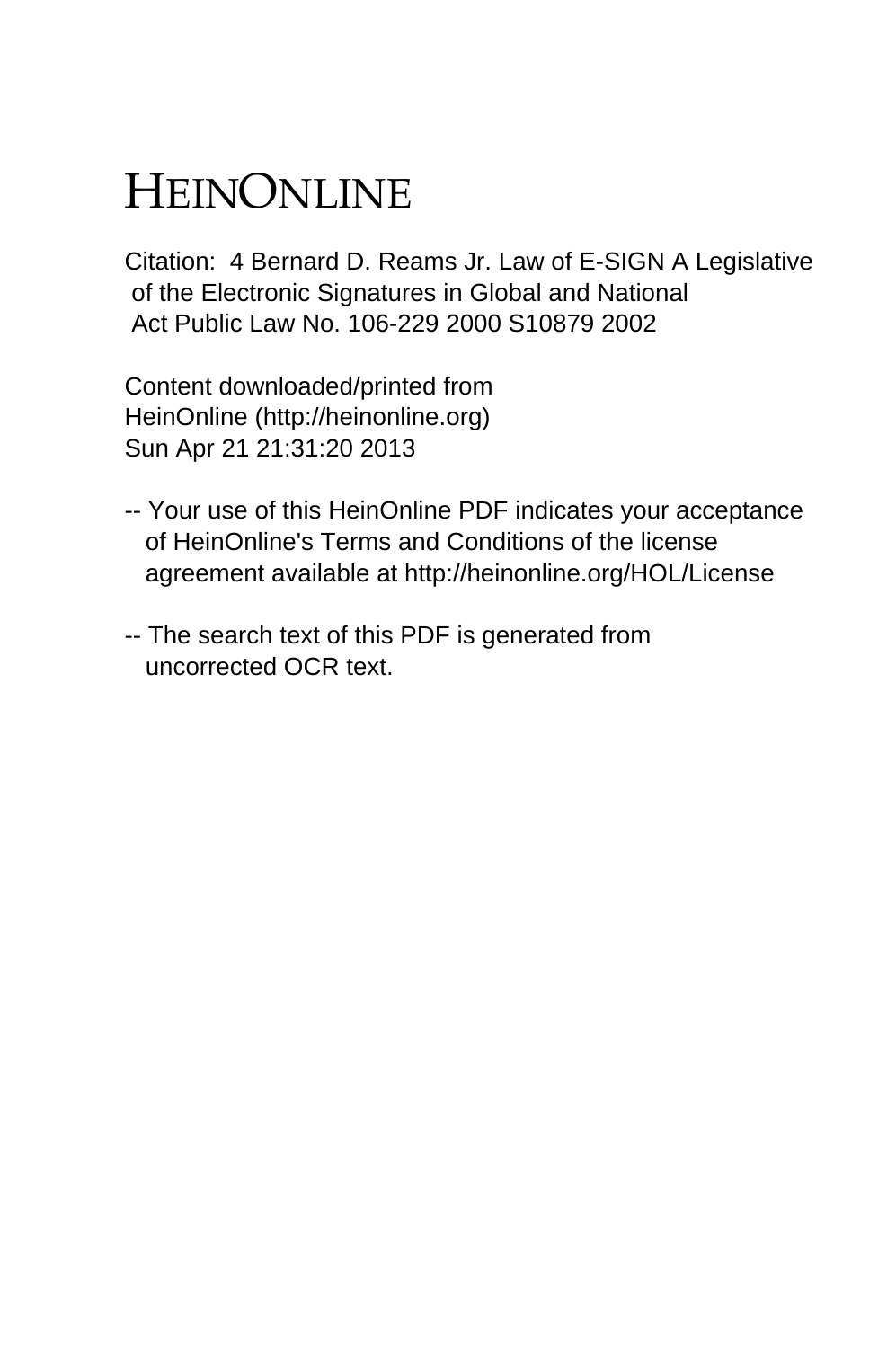# HEINONLINE

Citation: 4 Bernard D. Reams Jr. Law of E-SIGN A Legislative of the Electronic Signatures in Global and National Act Public Law No. 106-229 2000 S10879 2002

Content downloaded/printed from HeinOnline (http://heinonline.org) Sun Apr 21 21:31:20 2013

-- Your use of this HeinOnline PDF indicates your acceptance of HeinOnline's Terms and Conditions of the license agreement available at http://heinonline.org/HOL/License

-- The search text of this PDF is generated from uncorrected OCR text.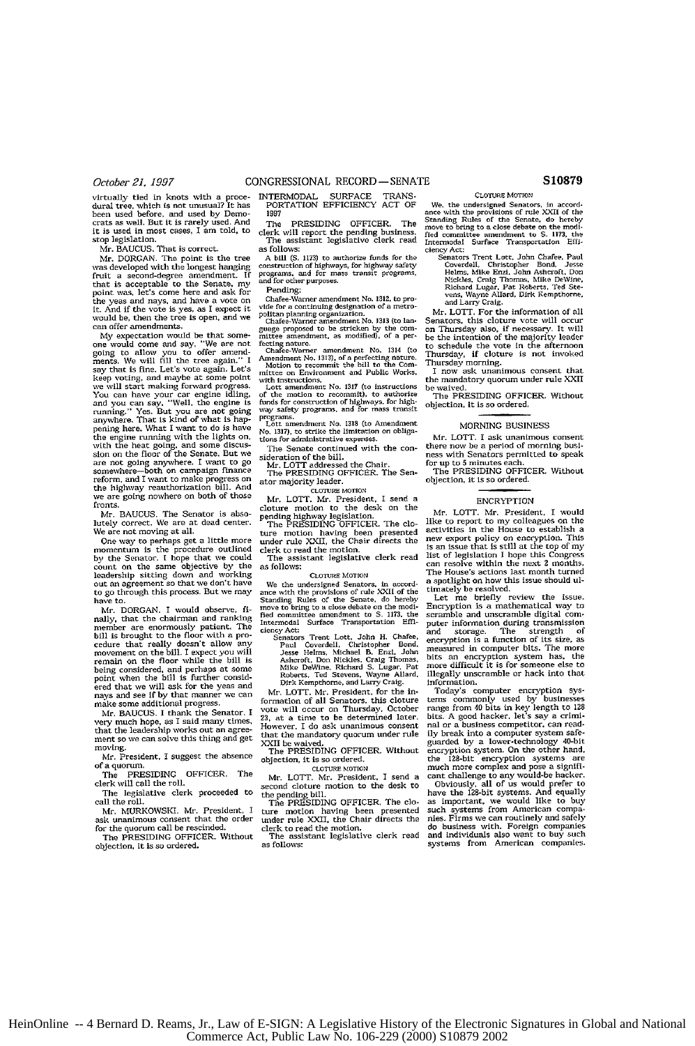virtually tied in knots with a procedural tree, which is not unusual? It has been used before, and used by Democrats as well. But it is rarely used. And it is used in most cases, I am told, to stop legislation.

Mr. BAUCUS. That is correct.

Mr. DORGAN. The point is the tree was developed with the longest hanging fruit a second-degree amendment. If that is acceptable to the Senate, my point was, let's come here and ask for the yeas and nays, and have a vote on it. And if the vote is yes, as I expect it would be, then the tree is open, and we can offer amendments.

My expectation would be that someone would come and say, "We are not going to allow you to offer amendments. We will fill the tree again." I say that is fine. Let's vote again. Let's keep voting, and maybe at some point we will start making forward progress. You can have your car engine idling, and you can say, "Well, the engine is running." Yes. But you are not going anywhere. That is kind of what is happening here. What I want to do is have the engine running with the lights on, with the heat going, and some discussion on the floor of the Senate. But we are not going anywhere. I want to go somewhere—both on campaign finance reform, and I want to make progress on the highway reauthorization bill. And we are going nowhere on both of those fronts.

Mr. BAUCUS. The Senator is absolutely correct. We are at dead center. We are not moving at all.

One way to perhaps get a little more momentum is the procedure outlined by the Senator. I hope that we could count on the same objective by the leadership sitting down and working out an agreement so that we don't have to go through this process. But we may have to.

Mr. DORGAN. I would observe, finally, that the chairman and ranking member are enormously patient. The bill is brought to the floor with a procedure that really doesn't allow any movement on the bill. I expect you will remain on the floor while the bill is being considered, and perhaps at some point when the bill is further considered that we will ask for the yeas and nays and see if by that manner we can make some additional progress.

Mr. BAUCUS. I thank the Senator. I very much hope, as I said many times, that the leadership works out an agreement so we can solve this thing and get moving.

Mr. President, I suggest the absence of a quorum.

The PRESIDING OFFICER. The clerk will call the roll.

The legislative clerk proceeded to call the roll.

Mr. MURKOWSKI. Mr. President, I ask unanimous consent that the order for the quorum call be rescinded.

The PRESIDING OFFICER. Without objection, it is so ordered.

## INTERMODAL SURFACE TRANSPORTATION EFFICIENCY ACT OF 1997

The PRESIDING OFFICER. The clerk will report the pending business.

The assistant legislative clerk read as follows:

A bill (S. 1173) to authorize funds for the construction of highways, for highway safety programs, and for mass transit programs, and for other purposes.

Pending:

Chafee-Warner amendment No. 1312, to provide for a continuing designation of a metropolitan planning organization.

Chafee-Warner amendment No. 1313 (to language proposed to be stricken by the committee amendment, as modified), of a perfecting nature.

Chafee-Warner amendment No. 1314 (to Amendment No. 1313), of a perfecting nature.

Motion to recommit the bill to the Committee on Environment and Public Works, with instructions.

Lott amendment No. 1317 (to instructions of the motion to recommit), to authorize funds for construction of highways, for highway safety programs, and for mass transit programs.

Lott amendment No. 1318 (to Amendment No. 1317), to strike the limitation on obligations for administrative expenses.

The Senate continued with the consideration of the bill.

Mr. LOTT addressed the Chair.

The PRESIDING OFFICER. The Senator majority leader.

### CLOTURE MOTION

Mr. LOTT. Mr. President, I send a cloture motion to the desk on the pending highway legislation.

The PRESIDING OFFICER. The cloture motion having been presented under rule XXII, the Chair directs the clerk to read the motion.

The assistant legislative clerk read as follows:

### CLOTURE MOTION

We the undersigned Senators, in accordance with the provisions of rule XXII of the Standing Rules of the Senate, do hereby move to bring to a close debate on the modified committee amendment to S. 1173, the Intermodal Surface Transportation Efficiency Act:

Senators Trent Lott, John H. Chafee, Paul Coverdell, Christopher Bond, Jesse Helms, Michael B. Enzi, John Ashcroft, Don Nickles, Craig Thomas, Mike DeWine, Richard S. Lugar, Pat Roberts, Ted Stevens, Wayne Allard, Dirk Kempthorne, and Larry Craig.

Mr. LOTT. Mr. President, for the information of all Senators, this cloture vote will occur on Thursday, October 23, at a time to be determined later. However, I do ask unanimous consent that the mandatory quorum under rule XXII be waived.

The PRESIDING OFFICER. Without objection, it is so ordered.

### CLOTURE MOTION

Mr. LOTT. Mr. President, I send a second cloture motion to the desk to the pending bill.

The PRESIDING OFFICER. The cloture motion having been presented under rule XXII, the Chair directs the clerk to read the motion.

The assistant legislative clerk read as follows:

### CLOTURE MOTION

We, the undersigned Senators, in accordance with the provisions of rule XXII of the Standing Rules of the Senate, do hereby move to bring to a close debate on the modified committee amendment to S. 1173, the Intermodal Surface Transportation Efficiency Act:

Senators Trent Lott, John Chafee, Paul Coverdell, Christopher Bond, Jesse Helms, Mike Enzi, John Ashcroft, Don Nickles, Craig Thomas, Mike DeWine, Richard Lugar, Pat Roberts, Ted Stevens, Wayne Allard, Dirk Kempthorne, and Larry Craig.

Mr. LOTT. For the information of all Senators, this cloture vote will occur on Thursday also, if necessary. It will be the intention of the majority leader to schedule the vote in the afternoon Thursday, if cloture is not invoked Thursday morning.

I now ask unanimous consent that the mandatory quorum under rule XXII be waived.

The PRESIDING OFFICER. Without objection, it is so ordered.

## MORNING BUSINESS

Mr. LOTT. I ask unanimous consent there now be a period of morning business with Senators permitted to speak for up to 5 minutes each.

The PRESIDING OFFICER. Without objection, it is so ordered.

## ENCRYPTION

Mr. LOTT. Mr. President, I would like to report to my colleagues on the activities in the House to establish a new export policy on encryption. This is an issue that is still at the top of my list of legislation I hope this Congress can resolve within the next 2 months. The House's actions last month turned a spotlight on how this issue should ultimately be resolved.

Let me briefly review the issue. Encryption is a mathematical way to scramble and unscramble digital computer information during transmission and storage. The strength of encryption is a function of its size, as measured in computer bits. The more bits an encryption system has, the more difficult it is for someone else to illegally unscramble or hack into that information.

Today's computer encryption systems commonly used by businesses range from 40 bits in key length to 128 bits. A good hacker, let's say a criminal or a business competitor, can readily break into a computer system safeguarded by a lower-technology 40-bit encryption system. On the other hand, the 128-bit encryption systems are much more complex and pose a significant challenge to any would-be hacker.

Obviously, all of us would prefer to have the 128-bit systems. And equally as important, we would like to buy such systems from American companies. Firms we can routinely and safely do business with. Foreign companies and individuals also want to buy such systems from American companies.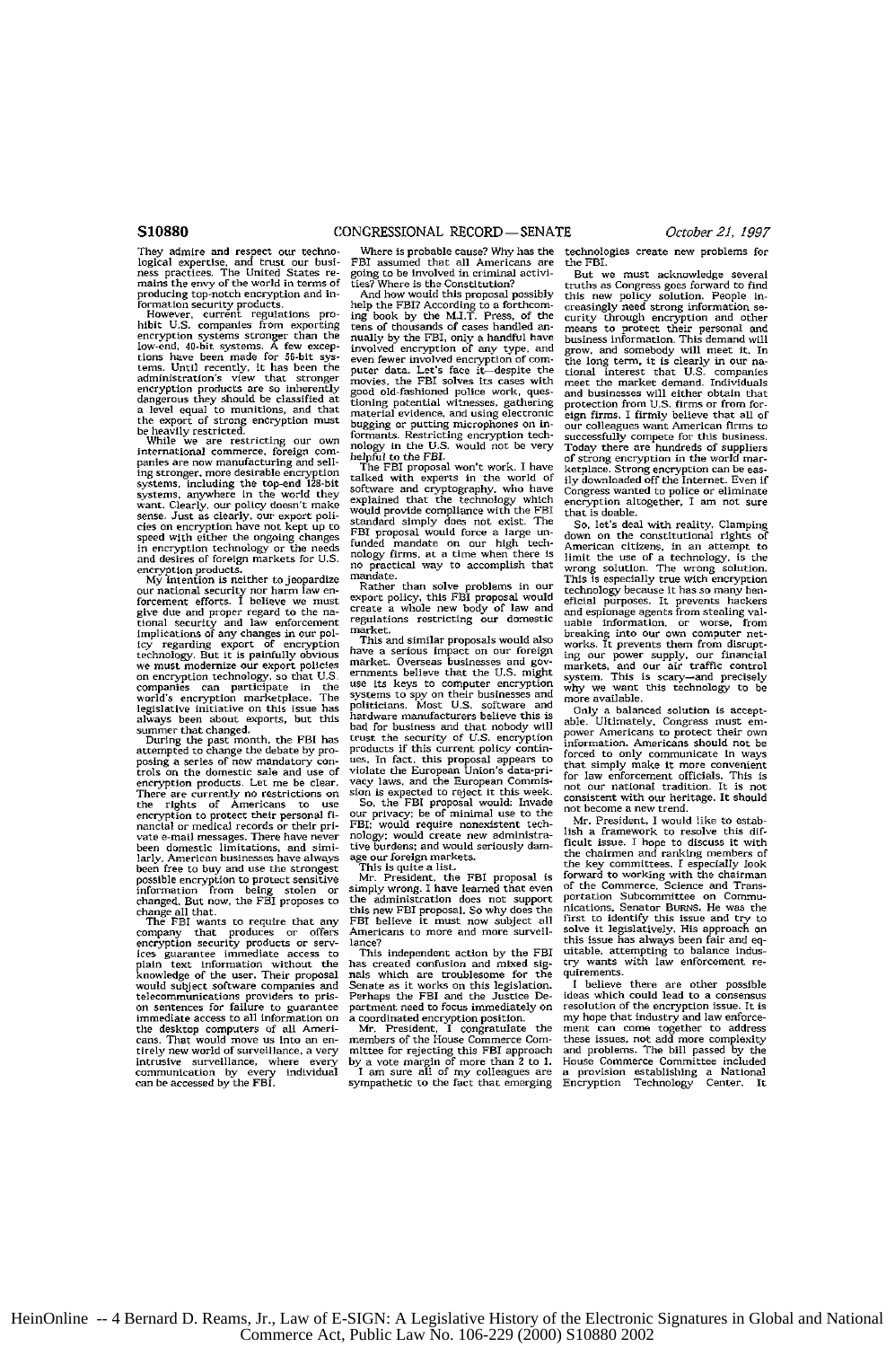They admire and respect our technological expertise, and trust our business practices. The United States remains the envy of the world in terms of producing top-notch encryption and information security products.

However, current regulations prohibit U.S. companies from exporting encryption systems stronger than the low-end, 40-bit systems. A few exceptions have been made for 56-bit systems. Until recently, it has been the administration's view that stronger encryption products are so inherently dangerous they should be classified at a level equal to munitions, and that the export of strong encryption must be heavily restricted.

While we are restricting our own international commerce, foreign companies are now manufacturing and selling stronger, more desirable encryption systems, including the top-end 128-bit systems, anywhere in the world they want. Clearly, our policy doesn't make sense. Just as clearly, our export policies on encryption have not kept up to speed with either the ongoing changes in encryption technology or the needs and desires of foreign markets for U.S. encryption products.

My intention is neither to jeopardize our national security nor harm law enforcement efforts. I believe we must give due and proper regard to the national security and law enforcement implications of any changes in our policy regarding export of encryption technology. But it is painfully obvious we must modernize our export policies on encryption technology, so that U.S. companies can participate in the world's encryption marketplace. The legislative initiative on this issue has always been about exports, but this summer that changed.

During the past month, the FBI has attempted to change the debate by proposing a series of new mandatory controls on the domestic sale and use of encryption products. Let me be clear. There are currently no restrictions on the rights of Americans to use encryption to protect their personal financial or medical records or their private e-mail messages. There have never been domestic limitations, and similarly, American businesses have always been free to buy and use the strongest possible encryption to protect sensitive information from being stolen or changed. But now, the FBI proposes to change all that.

The FBI wants to require that any company that produces or offers encryption security products or services guarantee immediate access to plain text information without the knowledge of the user. Their proposal would subject software companies and telecommunications providers to prison sentences for failure to guarantee immediate access to all information on the desktop computers of all Americans. That would move us into an entirely new world of surveillance, a very intrusive surveillance, where every communication by every individual can be accessed by the FBI.

Where is probable cause? Why has the FBI assumed that all Americans are going to be involved in criminal activities? Where is the Constitution?

And how would this proposal possibly help the FBI? According to a forthcoming book by the M.I.T. Press, of the tens of thousands of cases handled annually by the FBI, only a handful have involved encryption of any type, and even fewer involved encryption of computer data. Let's face it—despite the movies, the FBI solves its cases with good old-fashioned police work, questioning potential witnesses, gathering material evidence, and using electronic bugging or putting microphones on informants. Restricting encryption technology in the U.S. would not be very helpful to the FBI.

The FBI proposal won't work. I have talked with experts in the world of software and cryptography, who have explained that the technology which would provide compliance with the FBI standard simply does not exist. The FBI proposal would force a large unfunded mandate on our high technology firms, at a time when there is no practical way to accomplish that mandate.

Rather than solve problems in our export policy, this FBI proposal would create a whole new body of law and regulations restricting our domestic market.

This and similar proposals would also have a serious impact on our foreign market. Overseas businesses and governments believe that the U.S. might use its keys to computer encryption systems to spy on their businesses and politicians. Most U.S. software and hardware manufacturers believe this is bad for business and that nobody will trust the security of U.S. encryption products if this current policy continues. In fact, this proposal appears to violate the European Union's data-privacy laws, and the European Commission is expected to reject it this week.

So, the FBI proposal would: Invade our privacy; be of minimal use to the FBI; would require nonexistent technology; would create new administrative burdens; and would seriously damage our foreign markets.

This is quite a list.

Mr. President, the FBI proposal is simply wrong. I have learned that even the administration does not support this new FBI proposal. So why does the FBI believe it must now subject all Americans to more and more surveillance?

This independent action by the FBI has created confusion and mixed signals which are troublesome for the Senate as it works on this legislation. Perhaps the FBI and the Justice Department need to focus immediately on a coordinated encryption position.

Mr. President, I congratulate the members of the House Commerce Committee for rejecting this FBI approach by a vote margin of more than 2 to 1.

I am sure all of my colleagues are sympathetic to the fact that emerging technologies create new problems for the FBI.

But we must acknowledge several truths as Congress goes forward to find this new policy solution. People increasingly need strong information security through encryption and other means to protect their personal and business information. This demand will grow, and somebody will meet it. In the long term, it is clearly in our national interest that U.S. companies meet the market demand. Individuals and businesses will either obtain that protection from U.S. firms or from foreign firms. I firmly believe that all of our colleagues want American firms to successfully compete for this business. Today there are hundreds of suppliers of strong encryption in the world marketplace. Strong encryption can be easily downloaded off the Internet. Even if Congress wanted to police or eliminate encryption altogether, I am not sure that is doable.

So, let's deal with reality. Clamping down on the constitutional rights of American citizens, in an attempt to limit the use of a technology, is the wrong solution. The wrong solution. This is especially true with encryption technology because it has so many beneficial purposes. It prevents hackers and espionage agents from stealing valuable information, or worse, from breaking into our own computer networks. It prevents them from disrupting our power supply, our financial markets, and our air traffic control system. This is scary—and precisely why we want this technology to be more available.

Only a balanced solution is acceptable. Ultimately, Congress must empower Americans to protect their own information. Americans should not be forced to only communicate in ways that simply make it more convenient for law enforcement officials. This is not our national tradition. It is not consistent with our heritage. It should not become a new trend.

Mr. President, I would like to establish a framework to resolve this difficult issue. I hope to discuss it with the chairmen and ranking members of the key committees. I especially look forward to working with the chairman of the Commerce, Science and Transportation Subcommittee on Communications, Senator BURNS. He was the first to identify this issue and try to solve it legislatively. His approach on this issue has always been fair and equitable, attempting to balance industry wants with law enforcement requirements.

I believe there are other possible ideas which could lead to a consensus resolution of the encryption issue. It is my hope that industry and law enforcement can come together to address these issues, not add more complexity and problems. The bill passed by the House Commerce Committee included a provision establishing a National Encryption Technology Center. It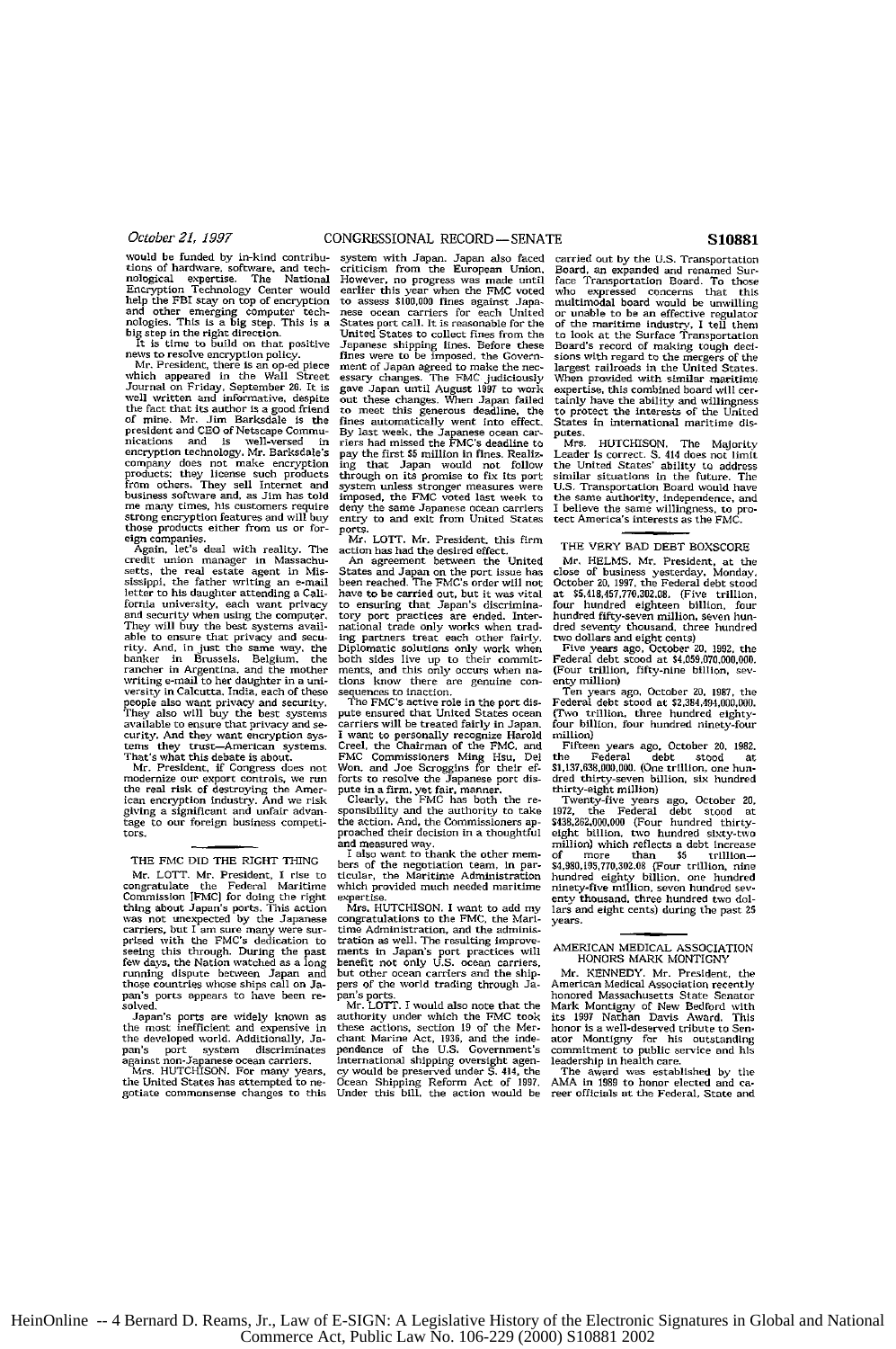would be funded by in-kind contributions of hardware, software, and technological expertise. The National Encryption Technology Center would help the FBI stay on top of encryption and other emerging computer technologies. This is a big step. This is a big step in the right direction.

It is time to build on that positive news to resolve encryption policy.

Mr. President, there is an op-ed piece which appeared in the Wall Street Journal on Friday, September 26. It is well written and informative, despite the fact that its author is a good friend of mine. Mr. Jim Barksdale is the president and CEO of Netscape Communications and is well-versed in encryption technology. Mr. Barksdale's company does not make encryption products; they license such products from others. They sell Internet and business software and, as Jim has told me many times, his customers require strong encryption features and will buy those products either from us or foreign companies.

Again, let's deal with reality. The credit union manager in Massachusetts, the real estate agent in Mississippi, the father writing an e-mail letter to his daughter attending a California university, each want privacy and security when using the computer. They will buy the best systems available to ensure that privacy and security. And, in just the same way, the banker in Brussels, Belgium, the rancher in Argentina, and the mother writing e-mail to her daughter in a university in Calcutta, India, each of these people also want privacy and security. They also will buy the best systems available to ensure that privacy and security. And they want encryption systems they trust—American systems. That's what this debate is about.

Mr. President, if Congress does not modernize our export controls, we run the real risk of destroying the American encryption industry. And we risk giving a significant and unfair advantage to our foreign business competitors.

## THE FMC DID THE RIGHT THING

Mr. LOTT. Mr. President, I rise to congratulate the Federal Maritime Commission [FMC] for doing the right thing about Japan's ports. This action was not unexpected by the Japanese carriers, but I am sure many were surprised with the FMC's dedication to seeing this through. During the past few days, the Nation watched as a long running dispute between Japan and those countries whose ships call on Japan's ports appears to have been resolved.

Japan's ports are widely known as the most inefficient and expensive in the developed world. Additionally, Japan's port system discriminates against non-Japanese ocean carriers.

Mrs. HUTCHISON. For many years, the United States has attempted to negotiate commonsense changes to this system with Japan. Japan also faced criticism from the European Union. However, no progress was made until earlier this year when the FMC voted to assess $100,000 fines against Japanese ocean carriers for each United States port call. It is reasonable for the United States to collect fines from the Japanese shipping lines. Before these fines were to be imposed, the Government of Japan agreed to make the necessary changes. The FMC judiciously gave Japan until August 1997 to work out these changes. When Japan failed to meet this generous deadline, the fines automatically went into effect. By last week, the Japanese ocean carriers had missed the FMC's deadline to pay the first $5 million in fines. Realizing that Japan would not follow through on its promise to fix its port system unless stronger measures were imposed, the FMC voted last week to deny the same Japanese ocean carriers entry to and exit from United States ports.

Mr. LOTT. Mr. President, this firm action has had the desired effect.

An agreement between the United States and Japan on the port issue has been reached. The FMC's order will not have to be carried out, but it was vital to ensuring that Japan's discriminatory port practices are ended. International trade only works when trading partners treat each other fairly. Diplomatic solutions only work when the both sides live up to their commitments, and this only occurs when nations know there are genuine consequences to inaction.

The FMC's active role in the port dispute ensured that United States ocean carriers will be treated fairly in Japan. I want to personally recognize Harold Creel, the Chairman of the FMC, and FMC Commissioners Ming Hsu, Del Won, and Joe Scroggins for their efforts to resolve the Japanese port dispute in a firm, yet fair, manner.

Clearly, the FMC has both the responsibility and the authority to take the action. And, the Commissioners approached their decision in a thoughtful and measured way.

I also want to thank the other members of the negotiation team, in particular, the Maritime Administration which provided much needed maritime expertise.

Mrs. HUTCHISON. I want to add my congratulations to the FMC, the Maritime Administration, and the administration as well. The resulting improvements in Japan's port practices will benefit not only U.S. ocean carriers, but other ocean carriers and the shippers of the world trading through Japan's ports.

Mr. LOTT. I would also note that the authority under which the FMC took these actions, section 19 of the Merchant Marine Act, 1936, and the independence of the U.S. Government's international shipping oversight agency would be preserved under S. 414, the Ocean Shipping Reform Act of 1997. Under this bill, the action would be carried out by the U.S. Transportation Board, an expanded and renamed Surface Transportation Board. To those who expressed concerns that this multimodal board would be unwilling or unable to be an effective regulator of the maritime industry, I tell them to look at the Surface Transportation Board's record of making tough decisions with regard to the mergers of the largest railroads in the United States. When provided with similar maritime expertise, this combined board will certainly have the ability and willingness to protect the interests of the United States in international maritime disputes.

Mrs. HUTCHISON. The Majority Leader is correct. S. 414 does not limit the United States' ability to address similar situations in the future. The U.S. Transportation Board would have the same authority, independence, and I believe the same willingness, to protect America's interests as the FMC.

## THE VERY BAD DEBT BOXSCORE

Mr. HELMS. Mr. President, at the close of business yesterday, Monday, October 20, 1997, the Federal debt stood at $5,418,457,770,302.08. (Five trillion, four hundred eighteen billion, four hundred fifty-seven million, seven hundred seventy thousand, three hundred two dollars and eight cents)

Five years ago, October 20, 1992, the Federal debt stood at $4,059,070,000,000. (Four trillion, fifty-nine billion, seventy million)

Ten years ago, October 20, 1987, the Federal debt stood at $2,384,494,000,000. (Two trillion, three hundred eighty-four billion, four hundred ninety-four million)

Fifteen years ago, October 20, 1982, the Federal debt stood at $1,137,638,000,000. (One trillion, one hundred thirty-seven billion, six hundred thirty-eight million)

Twenty-five years ago, October 20, 1972, the Federal debt stood at $438,262,000,000 (Four hundred thirty-eight billion, two hundred sixty-two million) which reflects a debt increase of more than $5 trillion—$4,980,195,770,302.08 (Four trillion, nine hundred eighty billion, one hundred ninety-five million, seven hundred seventy thousand, three hundred two dollars and eight cents) during the past 25 years.

## AMERICAN MEDICAL ASSOCIATION HONORS MARK MONTIGNY

Mr. KENNEDY. Mr. President, the American Medical Association recently honored Massachusetts State Senator Mark Montigny of New Bedford with its 1997 Nathan Davis Award. This honor is a well-deserved tribute to Senator Montigny for his outstanding commitment to public service and his leadership in health care.

The award was established by the AMA in 1989 to honor elected and career officials at the Federal, State and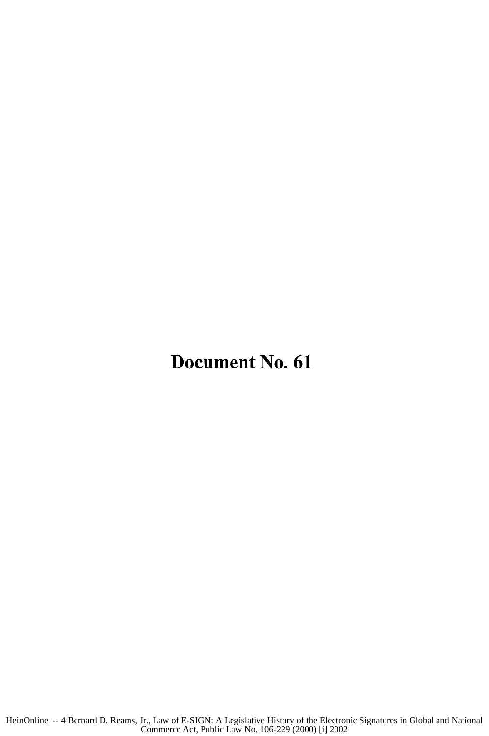# Document No. 61